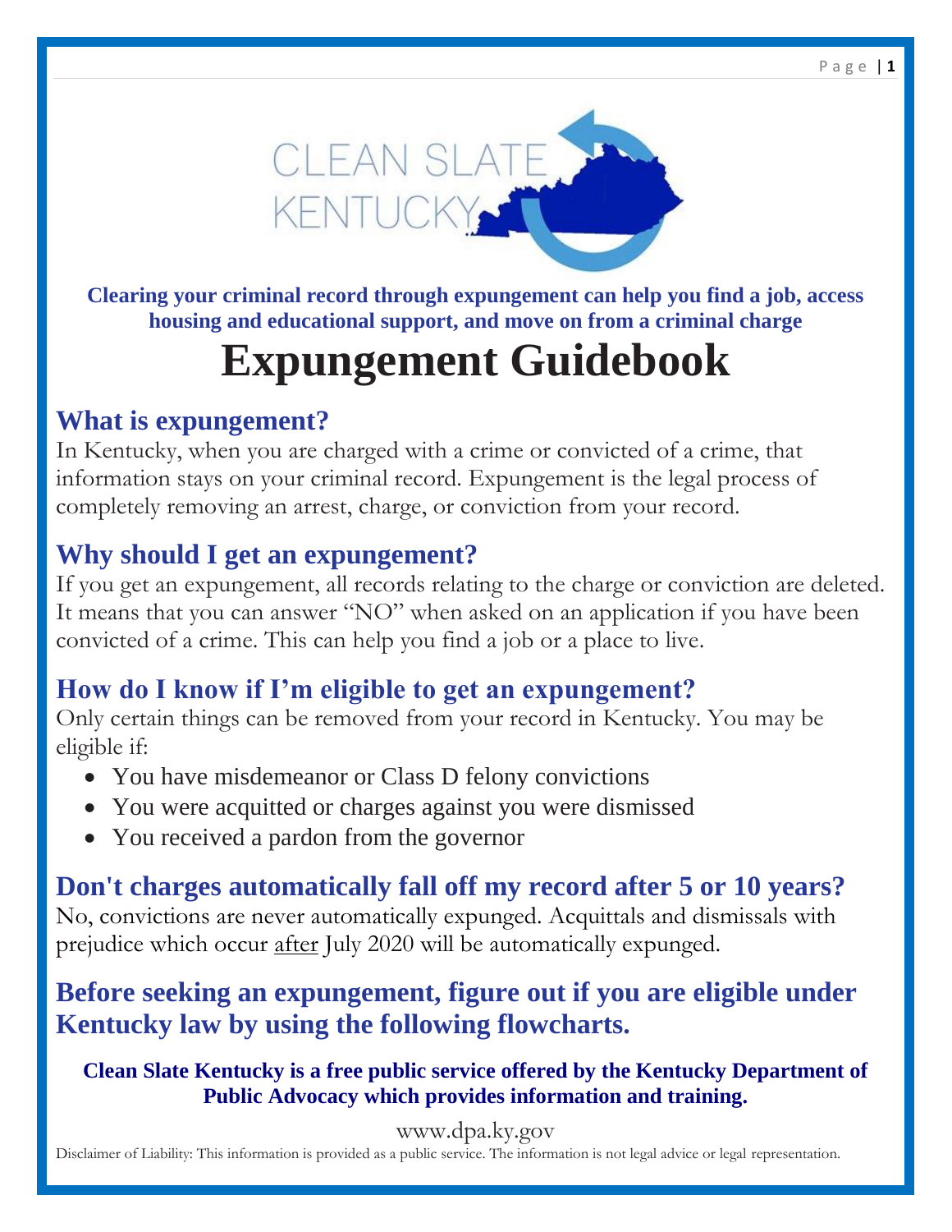**CLEAN SLATE KENTUCKY**

**Clearing your criminal record through expungement can help you find a job, access housing and educational support, and move on from a criminal charge**

# Expungement Guidebook

## What is expungement?

In Kentucky, when you are charged with a crime or convicted of a crime, that information stays on your criminal record. Expungement is the legal process of completely removing an arrest, charge, or conviction from your record.

## Why should I get an expungement?

If you get an expungement, all records relating to the charge or conviction are deleted. It means that you can answer "NO" when asked on an application if you have been convicted of a crime. This can help you find a job or a place to live.

## How do I know if I'm eligible to get an expungement?

Only certain things can be removed from your record in Kentucky. You may be eligible if:

- You have misdemeanor or Class D felony convictions
- You were acquitted or charges against you were dismissed
- You received a pardon from the governor

## Don't charges automatically fall off my record after 5 or 10 years?

No, convictions are never automatically expunged. Acquittals and dismissals with prejudice which occur after July 2020 will be automatically expunged.

## Before seeking an expungement, figure out if you are eligible under Kentucky law by using the following flowcharts.

**Clean Slate Kentucky is a free public service offered by the Kentucky Department of Public Advocacy which provides information and training.**

www.dpa.ky.gov

Disclaimer of Liability: This information is provided as a public service. The information is not legal advice or legal representation.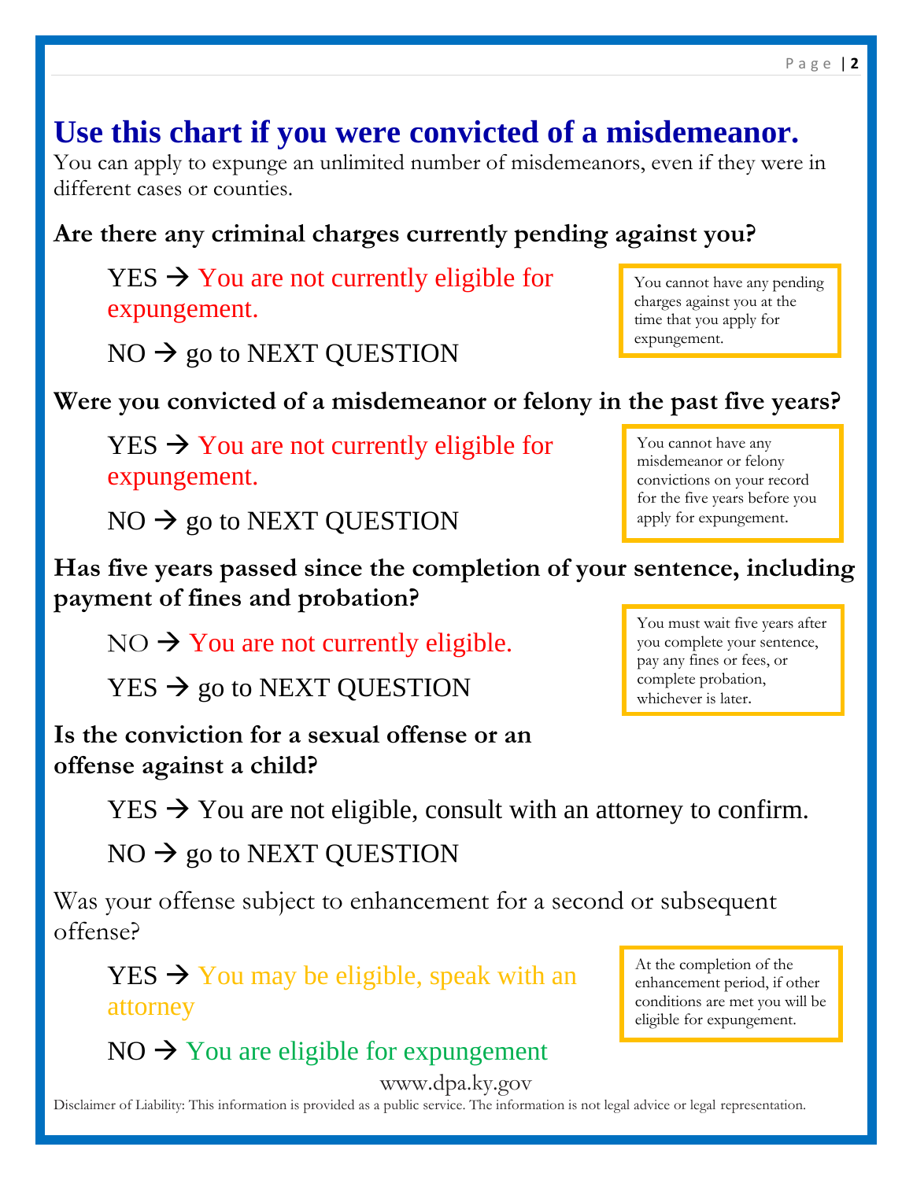# Use this chart if you were convicted of a misdemeanor.

You can apply to expunge an unlimited number of misdemeanors, even if they were in different cases or counties.

**Are there any criminal charges currently pending against you?**

YES → You are not currently eligible for expungement.

NO → go to NEXT QUESTION

> You cannot have any pending charges against you at the time that you apply for expungement.

**Were you convicted of a misdemeanor or felony in the past five years?**

YES → You are not currently eligible for expungement.

NO → go to NEXT QUESTION

> You cannot have any misdemeanor or felony convictions on your record for the five years before you apply for expungement.

**Has five years passed since the completion of your sentence, including payment of fines and probation?**

NO → You are not currently eligible.

YES → go to NEXT QUESTION

> You must wait five years after you complete your sentence, pay any fines or fees, or complete probation, whichever is later.

**Is the conviction for a sexual offense or an offense against a child?**

YES → You are not eligible, consult with an attorney to confirm.

NO → go to NEXT QUESTION

Was your offense subject to enhancement for a second or subsequent offense?

YES → You may be eligible, speak with an attorney

NO → You are eligible for expungement

> At the completion of the enhancement period, if other conditions are met you will be eligible for expungement.

www.dpa.ky.gov

Disclaimer of Liability: This information is provided as a public service. The information is not legal advice or legal representation.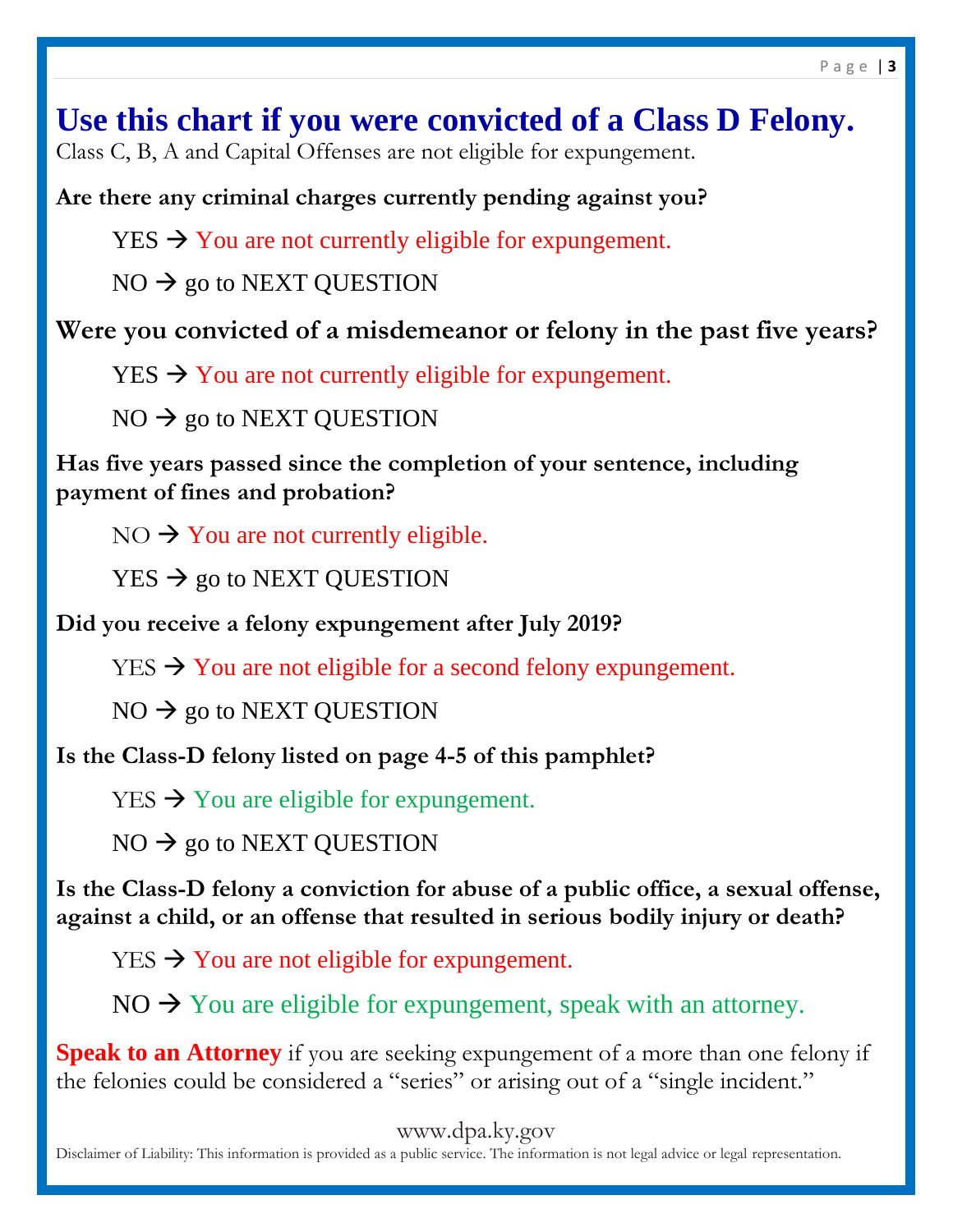# Use this chart if you were convicted of a Class D Felony.

Class C, B, A and Capital Offenses are not eligible for expungement.

**Are there any criminal charges currently pending against you?**

YES → You are not currently eligible for expungement.

NO → go to NEXT QUESTION

**Were you convicted of a misdemeanor or felony in the past five years?**

YES → You are not currently eligible for expungement.

NO → go to NEXT QUESTION

**Has five years passed since the completion of your sentence, including payment of fines and probation?**

NO → You are not currently eligible.

YES → go to NEXT QUESTION

**Did you receive a felony expungement after July 2019?**

YES → You are not eligible for a second felony expungement.

NO → go to NEXT QUESTION

**Is the Class-D felony listed on page 4-5 of this pamphlet?**

YES → You are eligible for expungement.

NO → go to NEXT QUESTION

**Is the Class-D felony a conviction for abuse of a public office, a sexual offense, against a child, or an offense that resulted in serious bodily injury or death?**

YES → You are not eligible for expungement.

NO → You are eligible for expungement, speak with an attorney.

**Speak to an Attorney** if you are seeking expungement of a more than one felony if the felonies could be considered a "series" or arising out of a "single incident."

www.dpa.ky.gov

Disclaimer of Liability: This information is provided as a public service. The information is not legal advice or legal representation.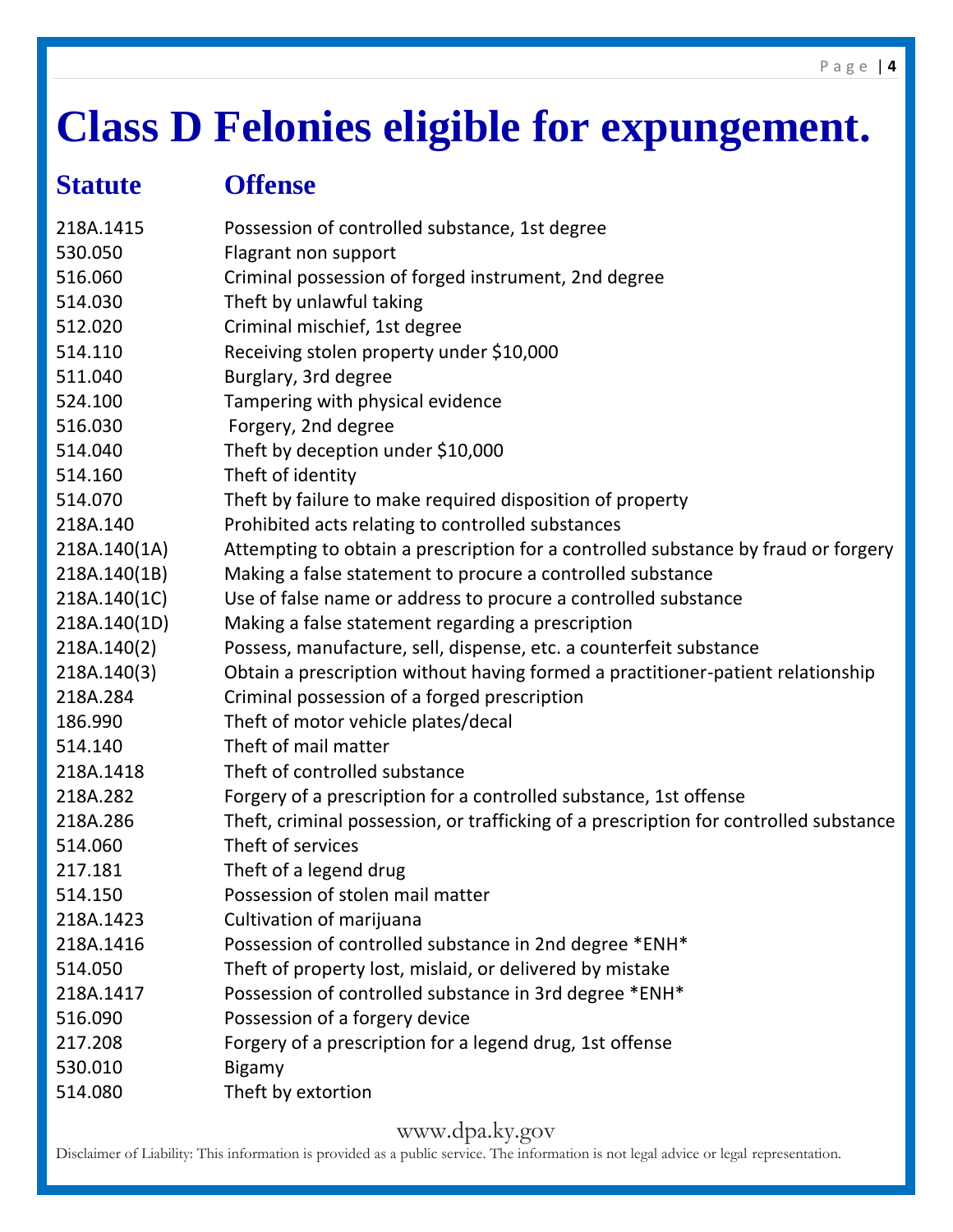# Class D Felonies eligible for expungement.

| Statute | Offense |
|---|---|
| 218A.1415 | Possession of controlled substance, 1st degree |
| 530.050 | Flagrant non support |
| 516.060 | Criminal possession of forged instrument, 2nd degree |
| 514.030 | Theft by unlawful taking |
| 512.020 | Criminal mischief, 1st degree |
| 514.110 | Receiving stolen property under $10,000 |
| 511.040 | Burglary, 3rd degree |
| 524.100 | Tampering with physical evidence |
| 516.030 | Forgery, 2nd degree |
| 514.040 | Theft by deception under $10,000 |
| 514.160 | Theft of identity |
| 514.070 | Theft by failure to make required disposition of property |
| 218A.140 | Prohibited acts relating to controlled substances |
| 218A.140(1A) | Attempting to obtain a prescription for a controlled substance by fraud or forgery |
| 218A.140(1B) | Making a false statement to procure a controlled substance |
| 218A.140(1C) | Use of false name or address to procure a controlled substance |
| 218A.140(1D) | Making a false statement regarding a prescription |
| 218A.140(2) | Possess, manufacture, sell, dispense, etc. a counterfeit substance |
| 218A.140(3) | Obtain a prescription without having formed a practitioner-patient relationship |
| 218A.284 | Criminal possession of a forged prescription |
| 186.990 | Theft of motor vehicle plates/decal |
| 514.140 | Theft of mail matter |
| 218A.1418 | Theft of controlled substance |
| 218A.282 | Forgery of a prescription for a controlled substance, 1st offense |
| 218A.286 | Theft, criminal possession, or trafficking of a prescription for controlled substance |
| 514.060 | Theft of services |
| 217.181 | Theft of a legend drug |
| 514.150 | Possession of stolen mail matter |
| 218A.1423 | Cultivation of marijuana |
| 218A.1416 | Possession of controlled substance in 2nd degree *ENH* |
| 514.050 | Theft of property lost, mislaid, or delivered by mistake |
| 218A.1417 | Possession of controlled substance in 3rd degree *ENH* |
| 516.090 | Possession of a forgery device |
| 217.208 | Forgery of a prescription for a legend drug, 1st offense |
| 530.010 | Bigamy |
| 514.080 | Theft by extortion |

www.dpa.ky.gov

Disclaimer of Liability: This information is provided as a public service. The information is not legal advice or legal representation.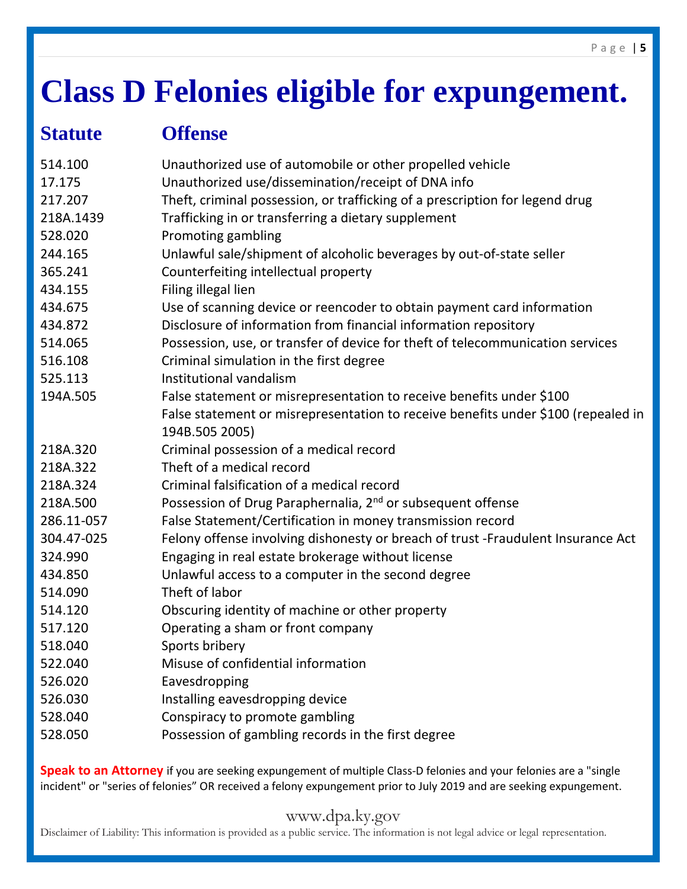# Class D Felonies eligible for expungement.

| Statute | Offense |
| --- | --- |
| 514.100 | Unauthorized use of automobile or other propelled vehicle |
| 17.175 | Unauthorized use/dissemination/receipt of DNA info |
| 217.207 | Theft, criminal possession, or trafficking of a prescription for legend drug |
| 218A.1439 | Trafficking in or transferring a dietary supplement |
| 528.020 | Promoting gambling |
| 244.165 | Unlawful sale/shipment of alcoholic beverages by out-of-state seller |
| 365.241 | Counterfeiting intellectual property |
| 434.155 | Filing illegal lien |
| 434.675 | Use of scanning device or reencoder to obtain payment card information |
| 434.872 | Disclosure of information from financial information repository |
| 514.065 | Possession, use, or transfer of device for theft of telecommunication services |
| 516.108 | Criminal simulation in the first degree |
| 525.113 | Institutional vandalism |
| 194A.505 | False statement or misrepresentation to receive benefits under $100 |
| | False statement or misrepresentation to receive benefits under $100 (repealed in 194B.505 2005) |
| 218A.320 | Criminal possession of a medical record |
| 218A.322 | Theft of a medical record |
| 218A.324 | Criminal falsification of a medical record |
| 218A.500 | Possession of Drug Paraphernalia, 2nd or subsequent offense |
| 286.11-057 | False Statement/Certification in money transmission record |
| 304.47-025 | Felony offense involving dishonesty or breach of trust -Fraudulent Insurance Act |
| 324.990 | Engaging in real estate brokerage without license |
| 434.850 | Unlawful access to a computer in the second degree |
| 514.090 | Theft of labor |
| 514.120 | Obscuring identity of machine or other property |
| 517.120 | Operating a sham or front company |
| 518.040 | Sports bribery |
| 522.040 | Misuse of confidential information |
| 526.020 | Eavesdropping |
| 526.030 | Installing eavesdropping device |
| 528.040 | Conspiracy to promote gambling |
| 528.050 | Possession of gambling records in the first degree |

**Speak to an Attorney** if you are seeking expungement of multiple Class-D felonies and your felonies are a "single incident" or "series of felonies" OR received a felony expungement prior to July 2019 and are seeking expungement.

www.dpa.ky.gov

Disclaimer of Liability: This information is provided as a public service. The information is not legal advice or legal representation.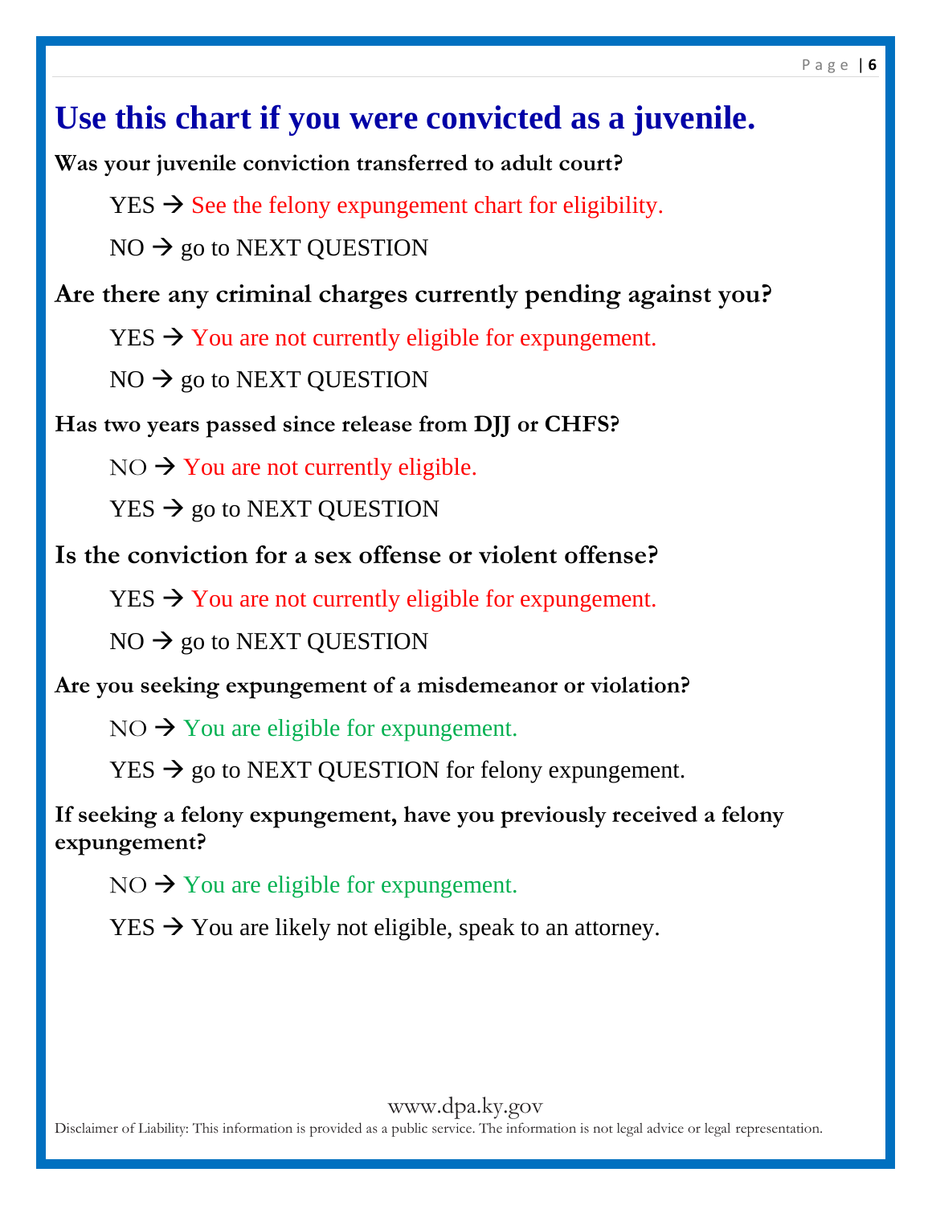# Use this chart if you were convicted as a juvenile.

**Was your juvenile conviction transferred to adult court?**

YES → See the felony expungement chart for eligibility.

NO → go to NEXT QUESTION

**Are there any criminal charges currently pending against you?**

YES → You are not currently eligible for expungement.

NO → go to NEXT QUESTION

**Has two years passed since release from DJJ or CHFS?**

NO → You are not currently eligible.

YES → go to NEXT QUESTION

**Is the conviction for a sex offense or violent offense?**

YES → You are not currently eligible for expungement.

NO → go to NEXT QUESTION

**Are you seeking expungement of a misdemeanor or violation?**

NO → You are eligible for expungement.

YES → go to NEXT QUESTION for felony expungement.

**If seeking a felony expungement, have you previously received a felony expungement?**

NO → You are eligible for expungement.

YES → You are likely not eligible, speak to an attorney.

www.dpa.ky.gov

Disclaimer of Liability: This information is provided as a public service. The information is not legal advice or legal representation.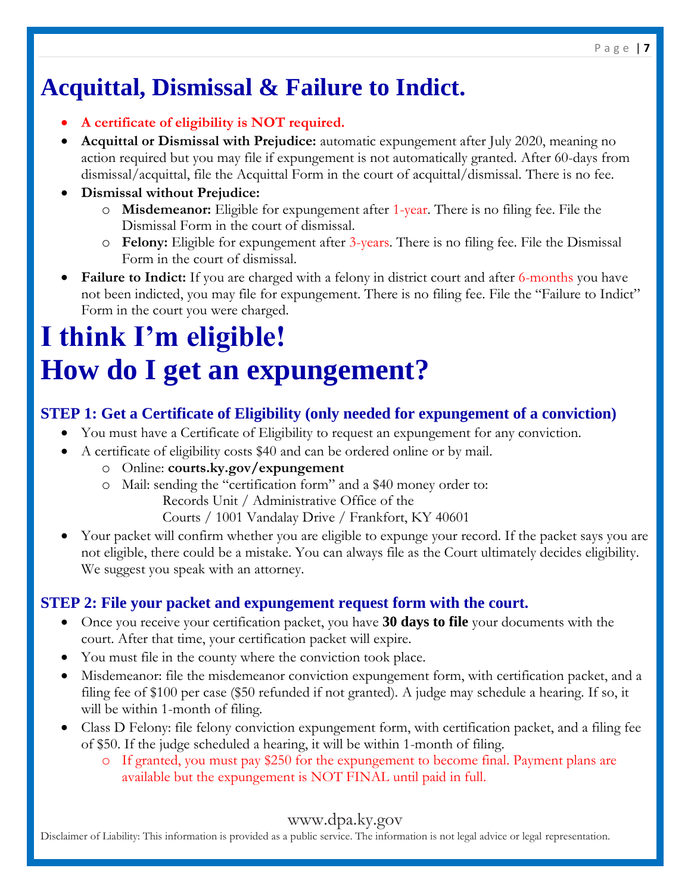# Acquittal, Dismissal & Failure to Indict.

- **A certificate of eligibility is NOT required.**
- **Acquittal or Dismissal with Prejudice:** automatic expungement after July 2020, meaning no action required but you may file if expungement is not automatically granted. After 60-days from dismissal/acquittal, file the Acquittal Form in the court of acquittal/dismissal. There is no fee.
- **Dismissal without Prejudice:**
  - **Misdemeanor:** Eligible for expungement after 1-year. There is no filing fee. File the Dismissal Form in the court of dismissal.
  - **Felony:** Eligible for expungement after 3-years. There is no filing fee. File the Dismissal Form in the court of dismissal.
- **Failure to Indict:** If you are charged with a felony in district court and after 6-months you have not been indicted, you may file for expungement. There is no filing fee. File the "Failure to Indict" Form in the court you were charged.

# I think I'm eligible! How do I get an expungement?

### STEP 1: Get a Certificate of Eligibility (only needed for expungement of a conviction)

- You must have a Certificate of Eligibility to request an expungement for any conviction.
- A certificate of eligibility costs $40 and can be ordered online or by mail.
  - Online: **courts.ky.gov/expungement**
  - Mail: sending the "certification form" and a $40 money order to:
    Records Unit / Administrative Office of the
    Courts / 1001 Vandalay Drive / Frankfort, KY 40601
- Your packet will confirm whether you are eligible to expunge your record. If the packet says you are not eligible, there could be a mistake. You can always file as the Court ultimately decides eligibility. We suggest you speak with an attorney.

### STEP 2: File your packet and expungement request form with the court.

- Once you receive your certification packet, you have **30 days to file** your documents with the court. After that time, your certification packet will expire.
- You must file in the county where the conviction took place.
- Misdemeanor: file the misdemeanor conviction expungement form, with certification packet, and a filing fee of $100 per case ($50 refunded if not granted). A judge may schedule a hearing. If so, it will be within 1-month of filing.
- Class D Felony: file felony conviction expungement form, with certification packet, and a filing fee of $50. If the judge scheduled a hearing, it will be within 1-month of filing.
  - If granted, you must pay $250 for the expungement to become final. Payment plans are available but the expungement is NOT FINAL until paid in full.

www.dpa.ky.gov

Disclaimer of Liability: This information is provided as a public service. The information is not legal advice or legal representation.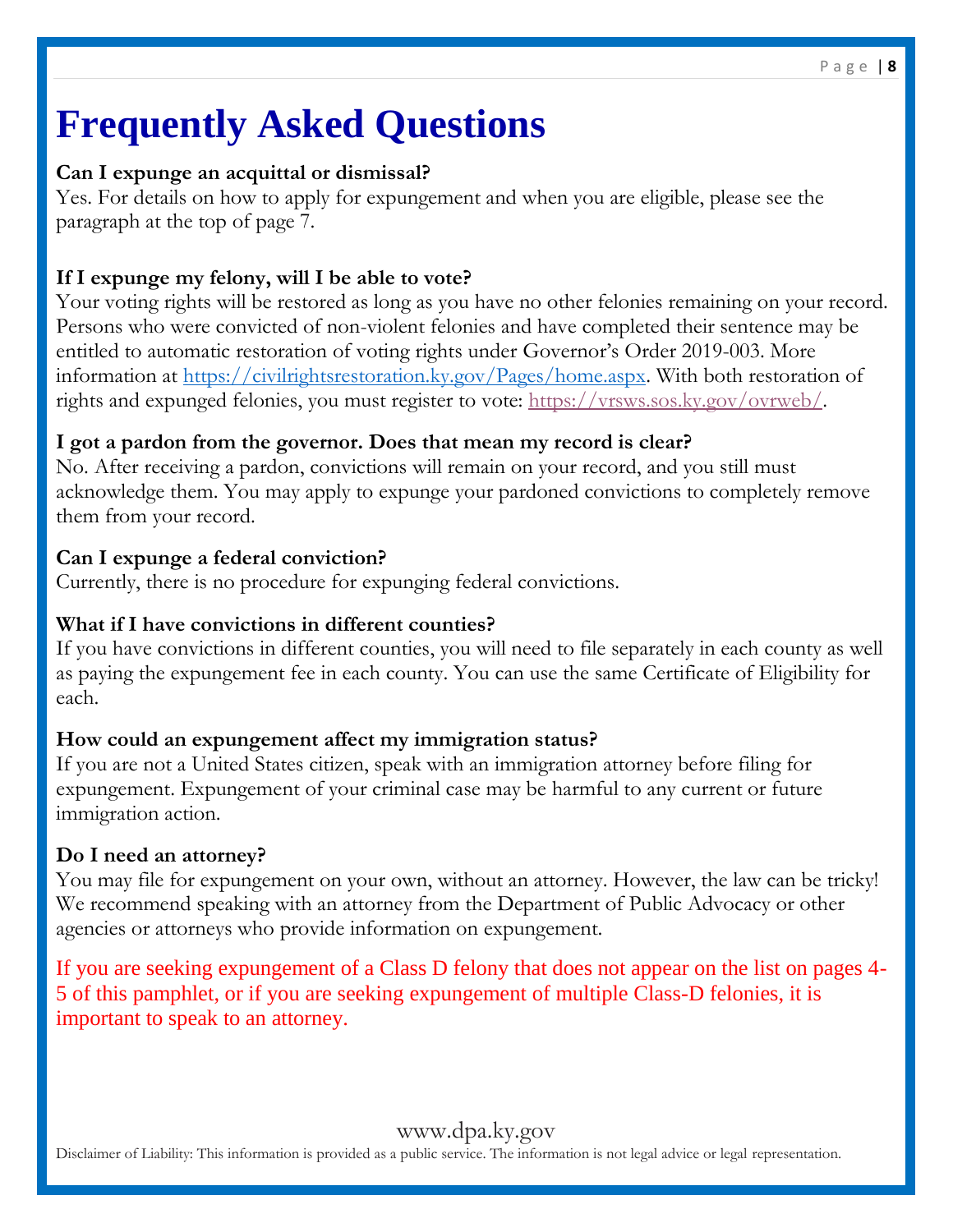# Frequently Asked Questions

**Can I expunge an acquittal or dismissal?**
Yes. For details on how to apply for expungement and when you are eligible, please see the paragraph at the top of page 7.

**If I expunge my felony, will I be able to vote?**
Your voting rights will be restored as long as you have no other felonies remaining on your record. Persons who were convicted of non-violent felonies and have completed their sentence may be entitled to automatic restoration of voting rights under Governor's Order 2019-003. More information at https://civilrightsrestoration.ky.gov/Pages/home.aspx. With both restoration of rights and expunged felonies, you must register to vote: https://vrsws.sos.ky.gov/ovrweb/.

**I got a pardon from the governor. Does that mean my record is clear?**
No. After receiving a pardon, convictions will remain on your record, and you still must acknowledge them. You may apply to expunge your pardoned convictions to completely remove them from your record.

**Can I expunge a federal conviction?**
Currently, there is no procedure for expunging federal convictions.

**What if I have convictions in different counties?**
If you have convictions in different counties, you will need to file separately in each county as well as paying the expungement fee in each county. You can use the same Certificate of Eligibility for each.

**How could an expungement affect my immigration status?**
If you are not a United States citizen, speak with an immigration attorney before filing for expungement. Expungement of your criminal case may be harmful to any current or future immigration action.

**Do I need an attorney?**
You may file for expungement on your own, without an attorney. However, the law can be tricky! We recommend speaking with an attorney from the Department of Public Advocacy or other agencies or attorneys who provide information on expungement.

If you are seeking expungement of a Class D felony that does not appear on the list on pages 4-5 of this pamphlet, or if you are seeking expungement of multiple Class-D felonies, it is important to speak to an attorney.

www.dpa.ky.gov

Disclaimer of Liability: This information is provided as a public service. The information is not legal advice or legal representation.